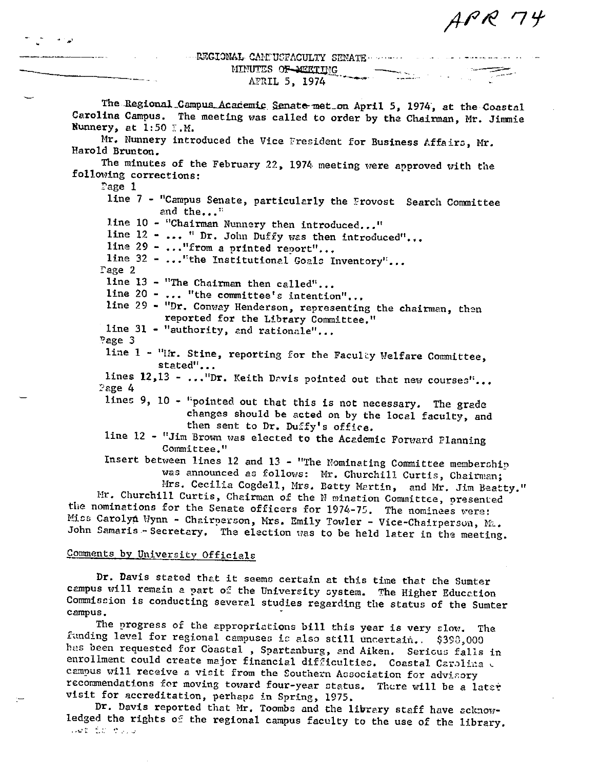APR 74

REGIONAL CAMPUS FACULTY SENATE
MINUTES OF MEETING
APRIL 5, 1974

The Regional Campus Academic Senate met on April 5, 1974, at the Coastal Carolina Campus. The meeting was called to order by the Chairman, Mr. Jimmie Nunnery, at 1:50 P.M.

Mr. Nunnery introduced the Vice President for Business Affairs, Mr. Harold Brunton.

The minutes of the February 22, 1974 meeting were approved with the following corrections:

Page 1
- line 7 - "Campus Senate, particularly the Provost Search Committee and the..."
- line 10 - "Chairman Nunnery then introduced..."
- line 12 - ... " Dr. John Duffy was then introduced"...
- line 29 - ..."from a printed report"...
- line 32 - ..."the Institutional Goals Inventory"...

Page 2
- line 13 - "The Chairman then called"...
- line 20 - ... "the committee's intention"...
- line 29 - "Dr. Conway Henderson, representing the chairman, then reported for the Library Committee."
- line 31 - "authority, and rationale"...

Page 3
- line 1 - "Mr. Stine, reporting for the Faculty Welfare Committee, stated"...
- lines 12,13 - ..."Dr. Keith Davis pointed out that new courses"...

Page 4
- lines 9, 10 - "pointed out that this is not necessary. The grade changes should be acted on by the local faculty, and then sent to Dr. Duffy's office.
- line 12 - "Jim Brown was elected to the Academic Forward Planning Committee."
- Insert between lines 12 and 13 - "The Nominating Committee membership was announced as follows: Mr. Churchill Curtis, Chairman; Mrs. Cecilia Cogdell, Mrs. Betty Martin, and Mr. Jim Beatty."

Mr. Churchill Curtis, Chairman of the Nomination Committee, presented the nominations for the Senate officers for 1974-75. The nominees were: Miss Carolyn Wynn - Chairperson, Mrs. Emily Towler - Vice-Chairperson, Mr. John Samaris - Secretary. The election was to be held later in the meeting.

## Comments by University Officials

Dr. Davis stated that it seems certain at this time that the Sumter campus will remain a part of the University system. The Higher Education Commission is conducting several studies regarding the status of the Sumter campus.

The progress of the appropriations bill this year is very slow. The funding level for regional campuses is also still uncertain.. $390,000 has been requested for Coastal , Spartanburg, and Aiken. Serious falls in enrollment could create major financial difficulties. Coastal Carolina campus will receive a visit from the Southern Association for advisory recommendations for moving toward four-year status. There will be a later visit for accreditation, perhaps in Spring, 1975.

Dr. Davis reported that Mr. Toombs and the library staff have acknowledged the rights of the regional campus faculty to the use of the library.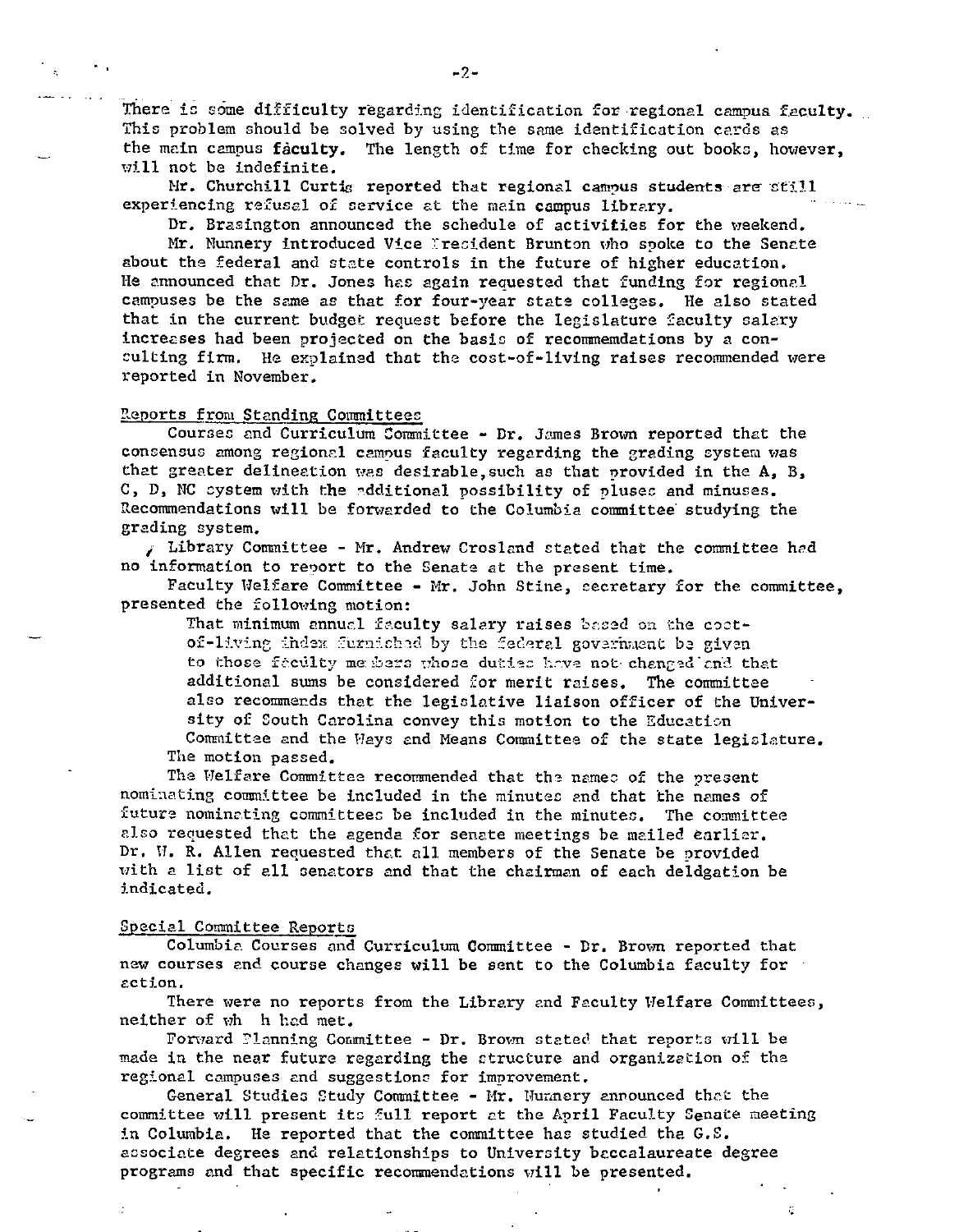There is some difficulty regarding identification for regional campus faculty. This problem should be solved by using the same identification cards as the main campus faculty. The length of time for checking out books, however, will not be indefinite.

Mr. Churchill Curtis reported that regional campus students are still experiencing refusal of service at the main campus library.

Dr. Brasington announced the schedule of activities for the weekend.

Mr. Nunnery introduced Vice President Brunton who spoke to the Senate about the federal and state controls in the future of higher education. He announced that Dr. Jones has again requested that funding for regional campuses be the same as that for four-year state colleges. He also stated that in the current budget request before the legislature faculty salary increases had been projected on the basis of recommendations by a consulting firm. He explained that the cost-of-living raises recommended were reported in November.

## Reports from Standing Committees

Courses and Curriculum Committee - Dr. James Brown reported that the consensus among regional campus faculty regarding the grading system was that greater delineation was desirable, such as that provided in the A, B, C, D, NC system with the additional possibility of pluses and minuses. Recommendations will be forwarded to the Columbia committee studying the grading system.

Library Committee - Mr. Andrew Crosland stated that the committee had no information to report to the Senate at the present time.

Faculty Welfare Committee - Mr. John Stine, secretary for the committee, presented the following motion:

> That minimum annual faculty salary raises based on the cost-of-living index furnished by the federal government be given to those faculty members whose duties have not changed and that additional sums be considered for merit raises. The committee also recommends that the legislative liaison officer of the University of South Carolina convey this motion to the Education Committee and the Ways and Means Committee of the state legislature.

The motion passed.

The Welfare Committee recommended that the names of the present nominating committee be included in the minutes and that the names of future nominating committees be included in the minutes. The committee also requested that the agenda for senate meetings be mailed earlier. Dr. W. R. Allen requested that all members of the Senate be provided with a list of all senators and that the chairman of each deldgation be indicated.

## Special Committee Reports

Columbia Courses and Curriculum Committee - Dr. Brown reported that new courses and course changes will be sent to the Columbia faculty for action.

There were no reports from the Library and Faculty Welfare Committees, neither of wh h had met.

Forward Planning Committee - Dr. Brown stated that reports will be made in the near future regarding the structure and organization of the regional campuses and suggestions for improvement.

General Studies Study Committee - Mr. Nunnery announced that the committee will present its full report at the April Faculty Senate meeting in Columbia. He reported that the committee has studied the G.S. associate degrees and relationships to University baccalaureate degree programs and that specific recommendations will be presented.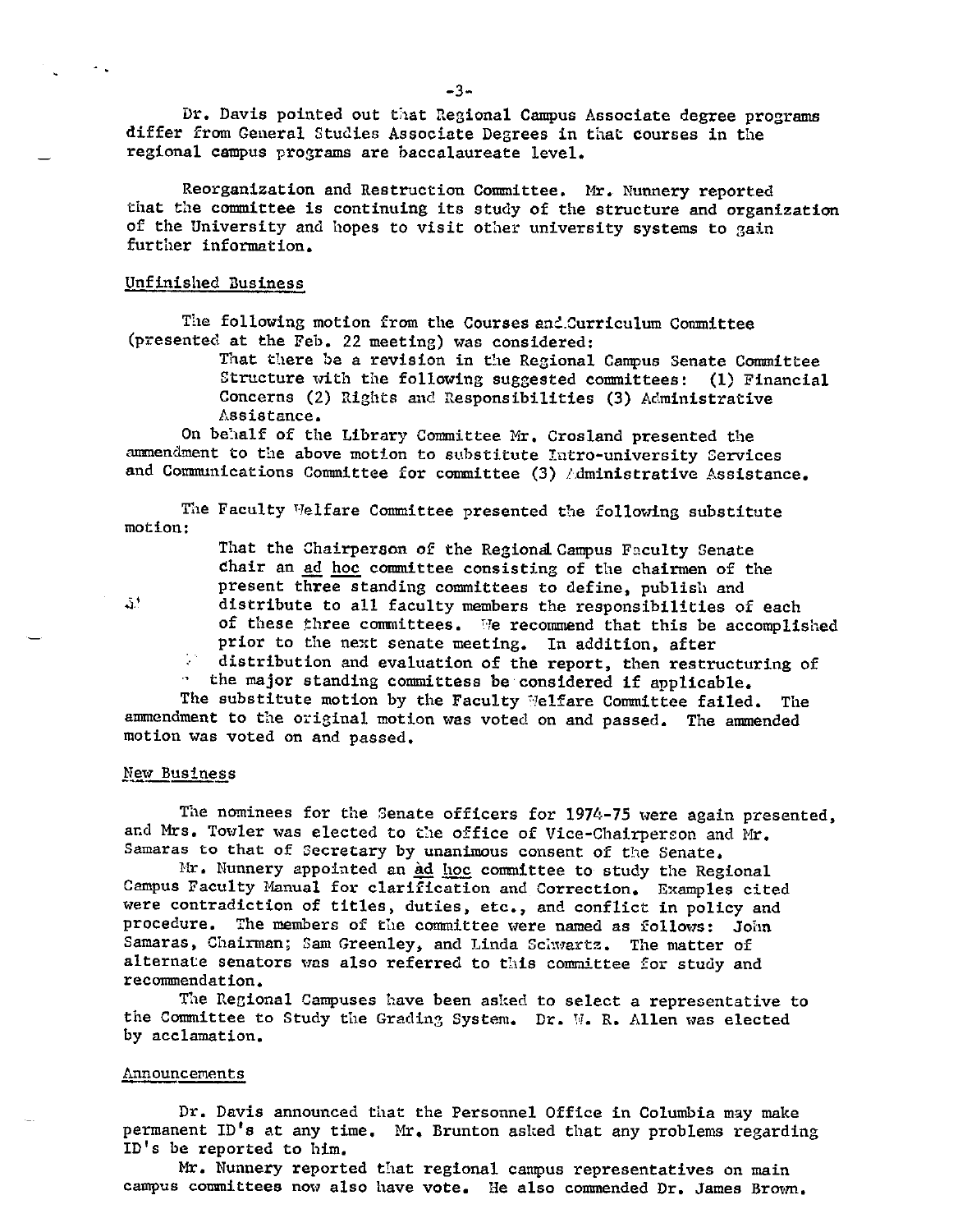Dr. Davis pointed out that Regional Campus Associate degree programs differ from General Studies Associate Degrees in that courses in the regional campus programs are baccalaureate level.

Reorganization and Restruction Committee. Mr. Nunnery reported that the committee is continuing its study of the structure and organization of the University and hopes to visit other university systems to gain further information.

## Unfinished Business

The following motion from the Courses and Curriculum Committee (presented at the Feb. 22 meeting) was considered:

> That there be a revision in the Regional Campus Senate Committee Structure with the following suggested committees: (1) Financial Concerns (2) Rights and Responsibilities (3) Administrative Assistance.

On behalf of the Library Committee Mr. Crosland presented the ammendment to the above motion to substitute Intro-university Services and Communications Committee for committee (3) Administrative Assistance.

The Faculty Welfare Committee presented the following substitute motion:

> That the Chairperson of the Regional Campus Faculty Senate chair an ad hoc committee consisting of the chairmen of the present three standing committees to define, publish and distribute to all faculty members the responsibilities of each of these three committees. We recommend that this be accomplished prior to the next senate meeting. In addition, after distribution and evaluation of the report, then restructuring of the major standing committess be considered if applicable.

The substitute motion by the Faculty Welfare Committee failed. The ammendment to the original motion was voted on and passed. The ammended motion was voted on and passed.

## New Business

The nominees for the Senate officers for 1974-75 were again presented, and Mrs. Towler was elected to the office of Vice-Chairperson and Mr. Samaras to that of Secretary by unanimous consent of the Senate.

Mr. Nunnery appointed an ad hoc committee to study the Regional Campus Faculty Manual for clarification and Correction. Examples cited were contradiction of titles, duties, etc., and conflict in policy and procedure. The members of the committee were named as follows: John Samaras, Chairman; Sam Greenley, and Linda Schwartz. The matter of alternate senators was also referred to this committee for study and recommendation.

The Regional Campuses have been asked to select a representative to the Committee to Study the Grading System. Dr. W. R. Allen was elected by acclamation.

## Announcements

Dr. Davis announced that the Personnel Office in Columbia may make permanent ID's at any time. Mr. Brunton asked that any problems regarding ID's be reported to him.

Mr. Nunnery reported that regional campus representatives on main campus committees now also have vote. He also commended Dr. James Brown.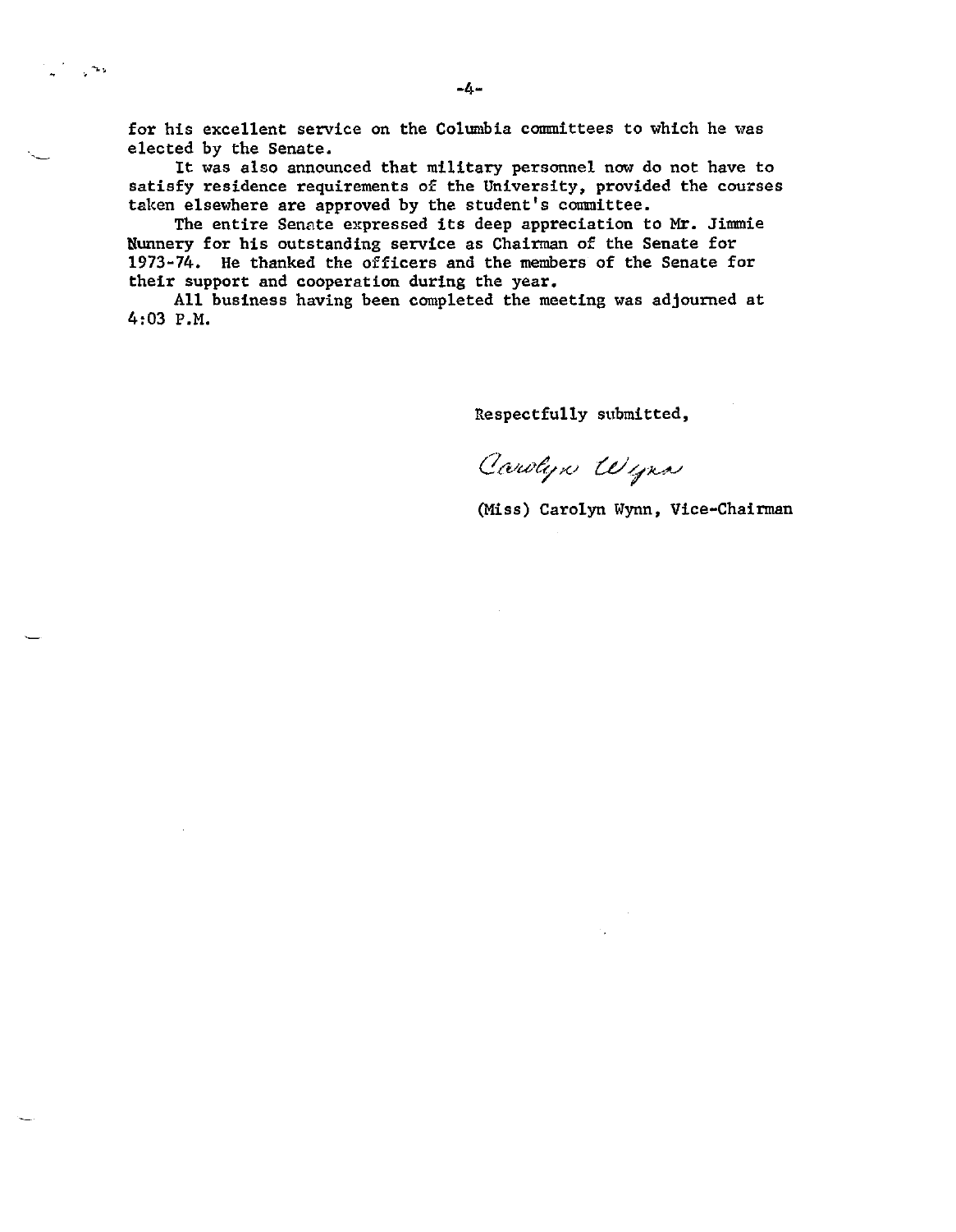for his excellent service on the Columbia committees to which he was elected by the Senate.

It was also announced that military personnel now do not have to satisfy residence requirements of the University, provided the courses taken elsewhere are approved by the student's committee.

The entire Senate expressed its deep appreciation to Mr. Jimmie Nunnery for his outstanding service as Chairman of the Senate for 1973-74. He thanked the officers and the members of the Senate for their support and cooperation during the year.

All business having been completed the meeting was adjourned at 4:03 P.M.

Respectfully submitted,

Carolyn Wynn

(Miss) Carolyn Wynn, Vice-Chairman